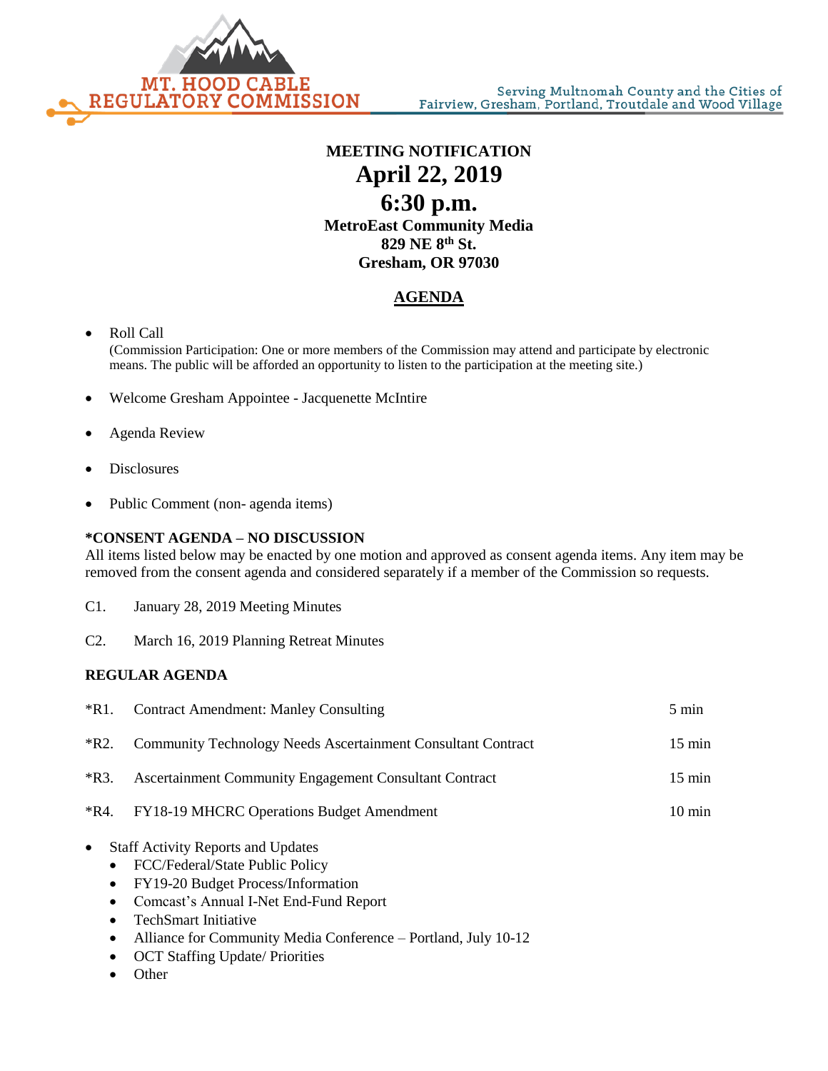MT. HOOD CABLE REGULATORY COMMISSION

Serving Multnomah County and the Cities of Fairview, Gresham, Portland, Troutdale and Wood Village

**MEETING NOTIFICATION**

# April 22, 2019

# 6:30 p.m.

**MetroEast Community Media**
**829 NE 8th St.**
**Gresham, OR 97030**

## AGENDA

- Roll Call
  (Commission Participation: One or more members of the Commission may attend and participate by electronic means. The public will be afforded an opportunity to listen to the participation at the meeting site.)
- Welcome Gresham Appointee - Jacquenette McIntire
- Agenda Review
- Disclosures
- Public Comment (non- agenda items)

**\*CONSENT AGENDA – NO DISCUSSION**

All items listed below may be enacted by one motion and approved as consent agenda items. Any item may be removed from the consent agenda and considered separately if a member of the Commission so requests.

C1. January 28, 2019 Meeting Minutes

C2. March 16, 2019 Planning Retreat Minutes

**REGULAR AGENDA**

| | | |
|---|---|---|
| *R1. | Contract Amendment: Manley Consulting | 5 min |
| *R2. | Community Technology Needs Ascertainment Consultant Contract | 15 min |
| *R3. | Ascertainment Community Engagement Consultant Contract | 15 min |
| *R4. | FY18-19 MHCRC Operations Budget Amendment | 10 min |

- Staff Activity Reports and Updates
  - FCC/Federal/State Public Policy
  - FY19-20 Budget Process/Information
  - Comcast's Annual I-Net End-Fund Report
  - TechSmart Initiative
  - Alliance for Community Media Conference – Portland, July 10-12
  - OCT Staffing Update/ Priorities
  - Other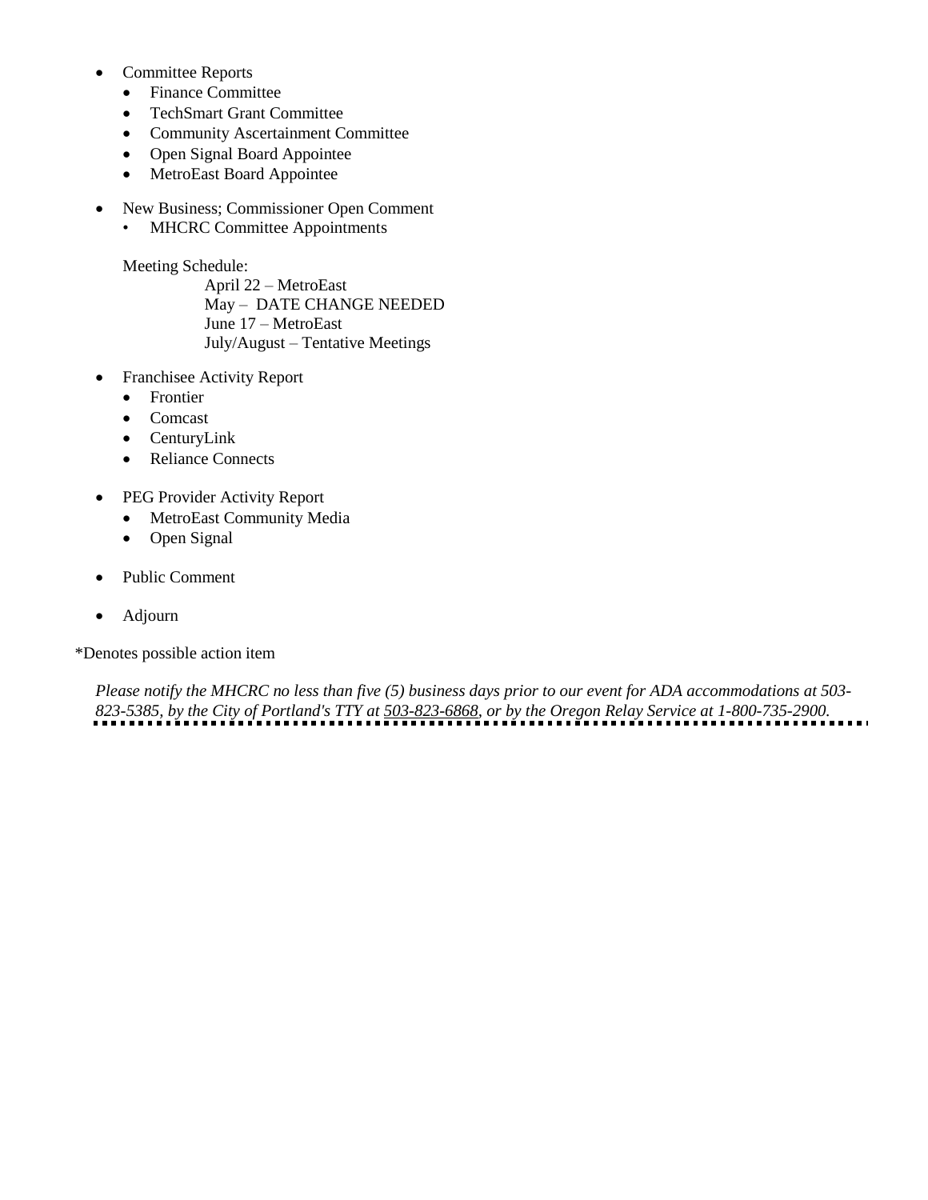- Committee Reports
  - Finance Committee
  - TechSmart Grant Committee
  - Community Ascertainment Committee
  - Open Signal Board Appointee
  - MetroEast Board Appointee

- New Business; Commissioner Open Comment
  - MHCRC Committee Appointments

  Meeting Schedule:

  April 22 – MetroEast
  May – DATE CHANGE NEEDED
  June 17 – MetroEast
  July/August – Tentative Meetings

- Franchisee Activity Report
  - Frontier
  - Comcast
  - CenturyLink
  - Reliance Connects

- PEG Provider Activity Report
  - MetroEast Community Media
  - Open Signal

- Public Comment

- Adjourn

*Denotes possible action item

*Please notify the MHCRC no less than five (5) business days prior to our event for ADA accommodations at 503-823-5385, by the City of Portland's TTY at 503-823-6868, or by the Oregon Relay Service at 1-800-735-2900.*